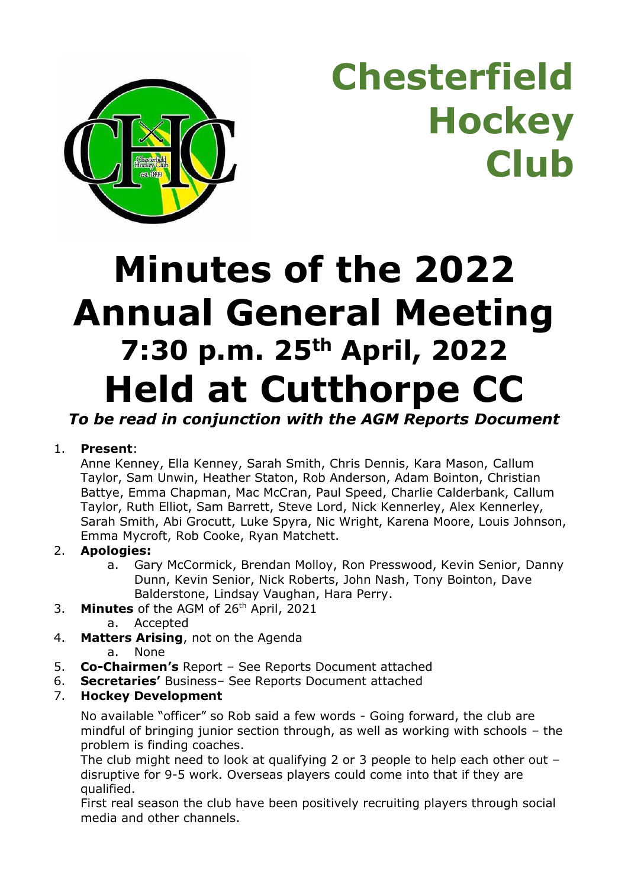# Chesterfield Hockey Club

# Minutes of the 2022 Annual General Meeting

## 7:30 p.m. 25th April, 2022

# Held at Cutthorpe CC

*To be read in conjunction with the AGM Reports Document*

1. **Present**:
   Anne Kenney, Ella Kenney, Sarah Smith, Chris Dennis, Kara Mason, Callum Taylor, Sam Unwin, Heather Staton, Rob Anderson, Adam Bointon, Christian Battye, Emma Chapman, Mac McCran, Paul Speed, Charlie Calderbank, Callum Taylor, Ruth Elliot, Sam Barrett, Steve Lord, Nick Kennerley, Alex Kennerley, Sarah Smith, Abi Grocutt, Luke Spyra, Nic Wright, Karena Moore, Louis Johnson, Emma Mycroft, Rob Cooke, Ryan Matchett.
2. **Apologies:**
   a. Gary McCormick, Brendan Molloy, Ron Presswood, Kevin Senior, Danny Dunn, Kevin Senior, Nick Roberts, John Nash, Tony Bointon, Dave Balderstone, Lindsay Vaughan, Hara Perry.
3. **Minutes** of the AGM of 26th April, 2021
   a. Accepted
4. **Matters Arising**, not on the Agenda
   a. None
5. **Co-Chairmen's** Report – See Reports Document attached
6. **Secretaries'** Business– See Reports Document attached
7. **Hockey Development**

   No available "officer" so Rob said a few words - Going forward, the club are mindful of bringing junior section through, as well as working with schools – the problem is finding coaches.
   The club might need to look at qualifying 2 or 3 people to help each other out – disruptive for 9-5 work. Overseas players could come into that if they are qualified.
   First real season the club have been positively recruiting players through social media and other channels.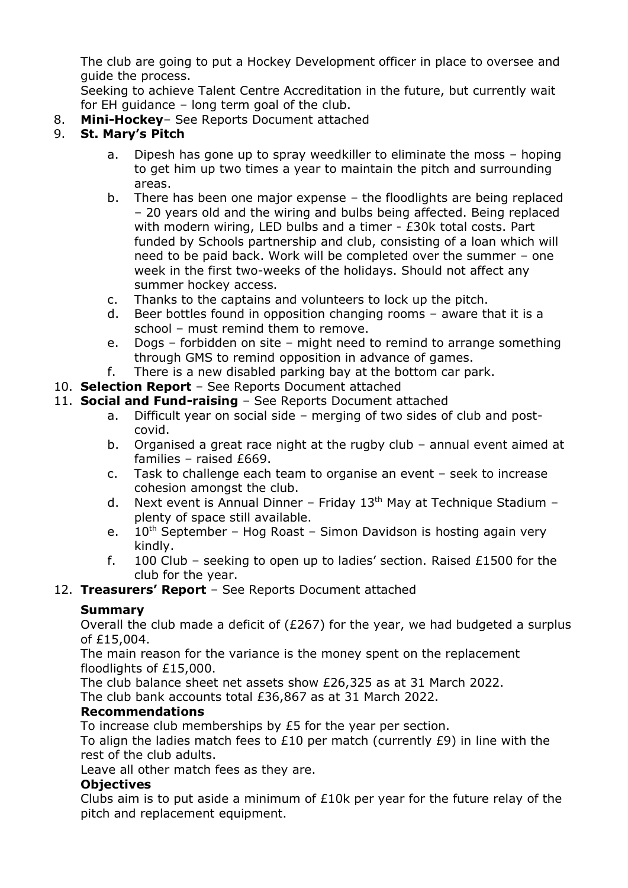The club are going to put a Hockey Development officer in place to oversee and guide the process.

Seeking to achieve Talent Centre Accreditation in the future, but currently wait for EH guidance – long term goal of the club.

8. **Mini-Hockey**– See Reports Document attached
9. **St. Mary's Pitch**
    a. Dipesh has gone up to spray weedkiller to eliminate the moss – hoping to get him up two times a year to maintain the pitch and surrounding areas.
    b. There has been one major expense – the floodlights are being replaced – 20 years old and the wiring and bulbs being affected. Being replaced with modern wiring, LED bulbs and a timer - £30k total costs. Part funded by Schools partnership and club, consisting of a loan which will need to be paid back. Work will be completed over the summer – one week in the first two-weeks of the holidays. Should not affect any summer hockey access.
    c. Thanks to the captains and volunteers to lock up the pitch.
    d. Beer bottles found in opposition changing rooms – aware that it is a school – must remind them to remove.
    e. Dogs – forbidden on site – might need to remind to arrange something through GMS to remind opposition in advance of games.
    f. There is a new disabled parking bay at the bottom car park.
10. **Selection Report** – See Reports Document attached
11. **Social and Fund-raising** – See Reports Document attached
    a. Difficult year on social side – merging of two sides of club and post-covid.
    b. Organised a great race night at the rugby club – annual event aimed at families – raised £669.
    c. Task to challenge each team to organise an event – seek to increase cohesion amongst the club.
    d. Next event is Annual Dinner – Friday 13th May at Technique Stadium – plenty of space still available.
    e. 10th September – Hog Roast – Simon Davidson is hosting again very kindly.
    f. 100 Club – seeking to open up to ladies' section. Raised £1500 for the club for the year.
12. **Treasurers' Report** – See Reports Document attached

**Summary**

Overall the club made a deficit of (£267) for the year, we had budgeted a surplus of £15,004.

The main reason for the variance is the money spent on the replacement floodlights of £15,000.

The club balance sheet net assets show £26,325 as at 31 March 2022.

The club bank accounts total £36,867 as at 31 March 2022.

**Recommendations**

To increase club memberships by £5 for the year per section.

To align the ladies match fees to £10 per match (currently £9) in line with the rest of the club adults.

Leave all other match fees as they are.

**Objectives**

Clubs aim is to put aside a minimum of £10k per year for the future relay of the pitch and replacement equipment.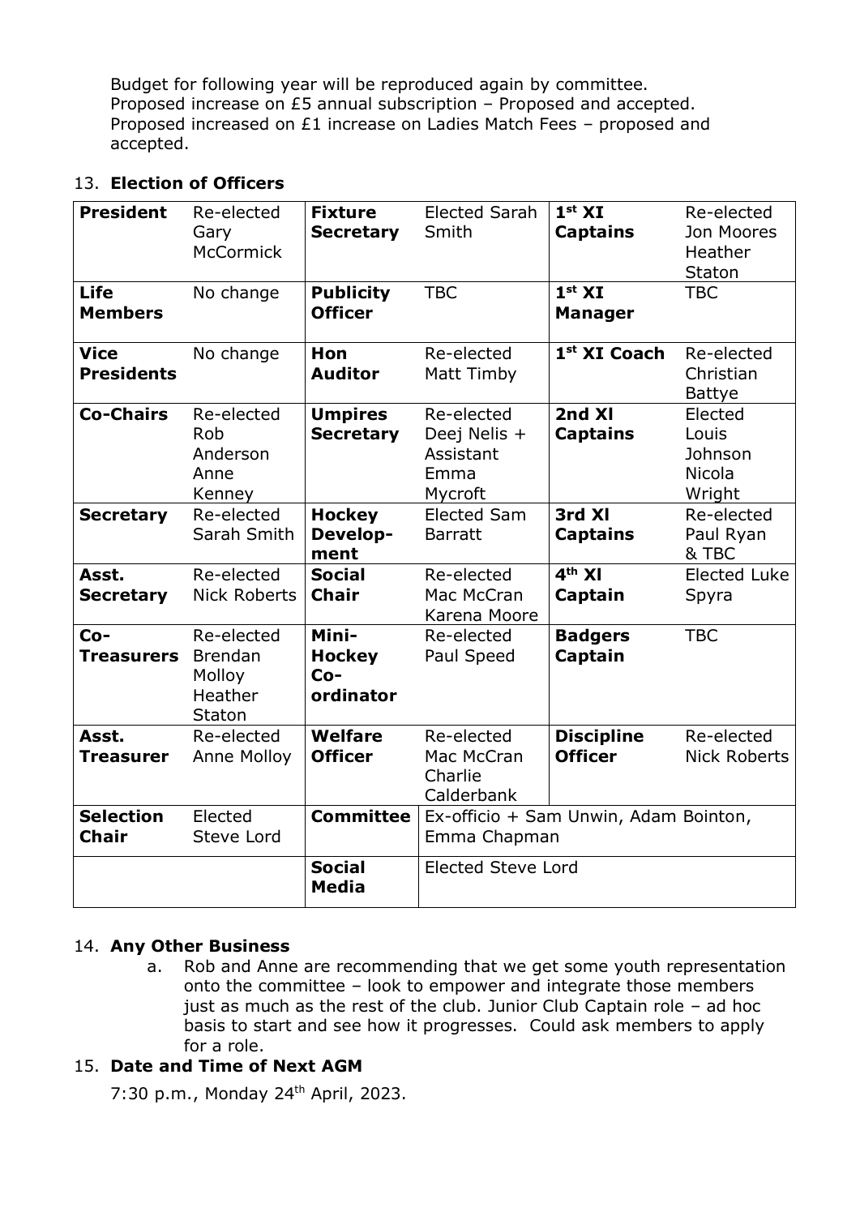Budget for following year will be reproduced again by committee.
Proposed increase on £5 annual subscription – Proposed and accepted.
Proposed increased on £1 increase on Ladies Match Fees – proposed and accepted.

13. **Election of Officers**

| **President** | Re-elected Gary McCormick | **Fixture Secretary** | Elected Sarah Smith | **1st XI Captains** | Re-elected Jon Moores Heather Staton |
|---|---|---|---|---|---|
| **Life Members** | No change | **Publicity Officer** | TBC | **1st XI Manager** | TBC |
| **Vice Presidents** | No change | **Hon Auditor** | Re-elected Matt Timby | **1st XI Coach** | Re-elected Christian Battye |
| **Co-Chairs** | Re-elected Rob Anderson Anne Kenney | **Umpires Secretary** | Re-elected Deej Nelis + Assistant Emma Mycroft | **2nd Xl Captains** | Elected Louis Johnson Nicola Wright |
| **Secretary** | Re-elected Sarah Smith | **Hockey Develop-ment** | Elected Sam Barratt | **3rd Xl Captains** | Re-elected Paul Ryan & TBC |
| **Asst. Secretary** | Re-elected Nick Roberts | **Social Chair** | Re-elected Mac McCran Karena Moore | **4th Xl Captain** | Elected Luke Spyra |
| **Co-Treasurers** | Re-elected Brendan Molloy Heather Staton | **Mini-Hockey Co-ordinator** | Re-elected Paul Speed | **Badgers Captain** | TBC |
| **Asst. Treasurer** | Re-elected Anne Molloy | **Welfare Officer** | Re-elected Mac McCran Charlie Calderbank | **Discipline Officer** | Re-elected Nick Roberts |
| **Selection Chair** | Elected Steve Lord | **Committee** | Ex-officio + Sam Unwin, Adam Bointon, Emma Chapman | | |
| | | **Social Media** | Elected Steve Lord | | |

14. **Any Other Business**

    a. Rob and Anne are recommending that we get some youth representation onto the committee – look to empower and integrate those members just as much as the rest of the club. Junior Club Captain role – ad hoc basis to start and see how it progresses. Could ask members to apply for a role.

15. **Date and Time of Next AGM**

7:30 p.m., Monday 24th April, 2023.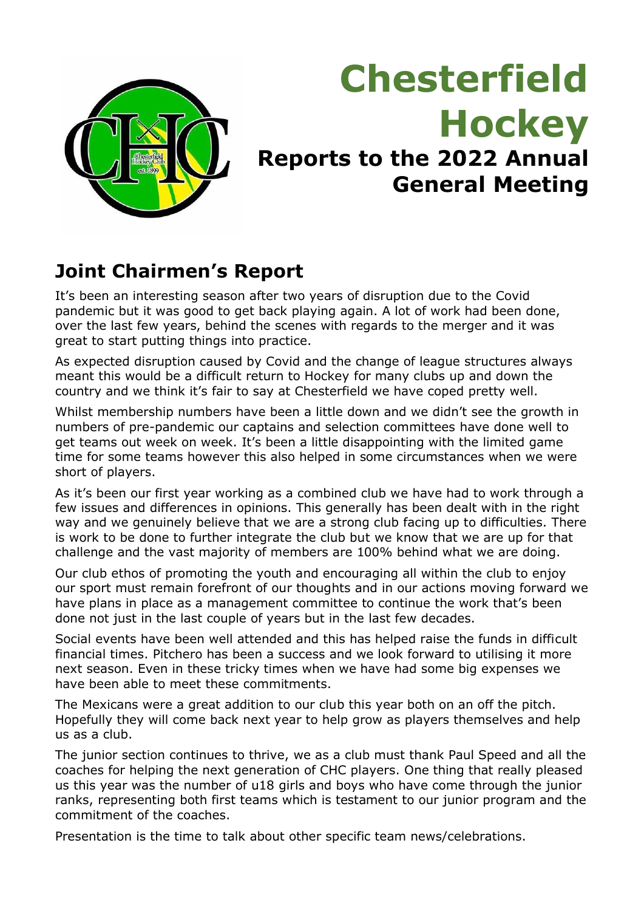# Chesterfield Hockey

## Reports to the 2022 Annual General Meeting

## Joint Chairmen's Report

It's been an interesting season after two years of disruption due to the Covid pandemic but it was good to get back playing again. A lot of work had been done, over the last few years, behind the scenes with regards to the merger and it was great to start putting things into practice.

As expected disruption caused by Covid and the change of league structures always meant this would be a difficult return to Hockey for many clubs up and down the country and we think it's fair to say at Chesterfield we have coped pretty well.

Whilst membership numbers have been a little down and we didn't see the growth in numbers of pre-pandemic our captains and selection committees have done well to get teams out week on week. It's been a little disappointing with the limited game time for some teams however this also helped in some circumstances when we were short of players.

As it's been our first year working as a combined club we have had to work through a few issues and differences in opinions. This generally has been dealt with in the right way and we genuinely believe that we are a strong club facing up to difficulties. There is work to be done to further integrate the club but we know that we are up for that challenge and the vast majority of members are 100% behind what we are doing.

Our club ethos of promoting the youth and encouraging all within the club to enjoy our sport must remain forefront of our thoughts and in our actions moving forward we have plans in place as a management committee to continue the work that's been done not just in the last couple of years but in the last few decades.

Social events have been well attended and this has helped raise the funds in difficult financial times. Pitchero has been a success and we look forward to utilising it more next season. Even in these tricky times when we have had some big expenses we have been able to meet these commitments.

The Mexicans were a great addition to our club this year both on an off the pitch. Hopefully they will come back next year to help grow as players themselves and help us as a club.

The junior section continues to thrive, we as a club must thank Paul Speed and all the coaches for helping the next generation of CHC players. One thing that really pleased us this year was the number of u18 girls and boys who have come through the junior ranks, representing both first teams which is testament to our junior program and the commitment of the coaches.

Presentation is the time to talk about other specific team news/celebrations.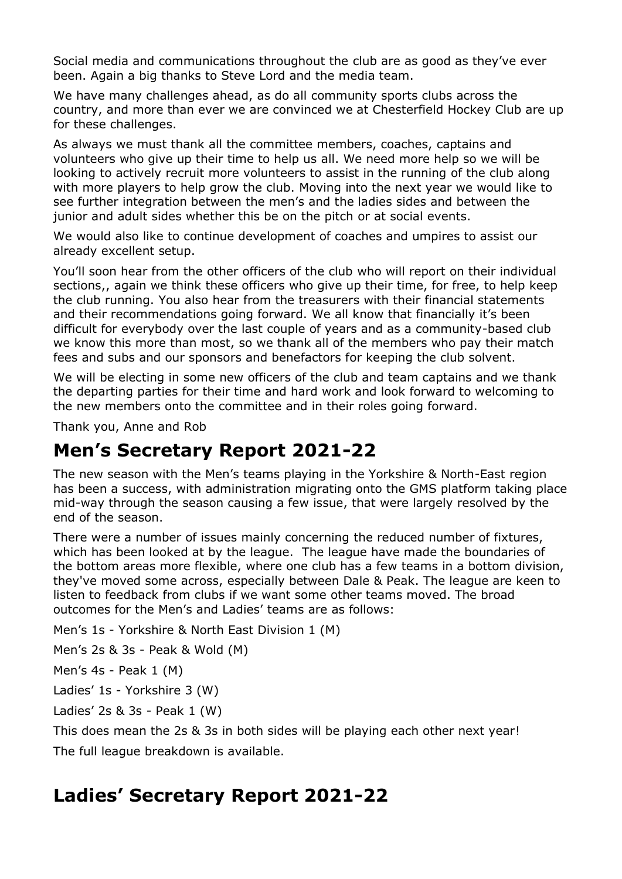Social media and communications throughout the club are as good as they've ever been. Again a big thanks to Steve Lord and the media team.

We have many challenges ahead, as do all community sports clubs across the country, and more than ever we are convinced we at Chesterfield Hockey Club are up for these challenges.

As always we must thank all the committee members, coaches, captains and volunteers who give up their time to help us all. We need more help so we will be looking to actively recruit more volunteers to assist in the running of the club along with more players to help grow the club. Moving into the next year we would like to see further integration between the men's and the ladies sides and between the junior and adult sides whether this be on the pitch or at social events.

We would also like to continue development of coaches and umpires to assist our already excellent setup.

You'll soon hear from the other officers of the club who will report on their individual sections,, again we think these officers who give up their time, for free, to help keep the club running. You also hear from the treasurers with their financial statements and their recommendations going forward. We all know that financially it's been difficult for everybody over the last couple of years and as a community-based club we know this more than most, so we thank all of the members who pay their match fees and subs and our sponsors and benefactors for keeping the club solvent.

We will be electing in some new officers of the club and team captains and we thank the departing parties for their time and hard work and look forward to welcoming to the new members onto the committee and in their roles going forward.

Thank you, Anne and Rob

# Men's Secretary Report 2021-22

The new season with the Men's teams playing in the Yorkshire & North-East region has been a success, with administration migrating onto the GMS platform taking place mid-way through the season causing a few issue, that were largely resolved by the end of the season.

There were a number of issues mainly concerning the reduced number of fixtures, which has been looked at by the league. The league have made the boundaries of the bottom areas more flexible, where one club has a few teams in a bottom division, they've moved some across, especially between Dale & Peak. The league are keen to listen to feedback from clubs if we want some other teams moved. The broad outcomes for the Men's and Ladies' teams are as follows:

Men's 1s - Yorkshire & North East Division 1 (M)

Men's 2s & 3s - Peak & Wold (M)

Men's 4s - Peak 1 (M)

Ladies' 1s - Yorkshire 3 (W)

Ladies' 2s & 3s - Peak 1 (W)

This does mean the 2s & 3s in both sides will be playing each other next year!

The full league breakdown is available.

# Ladies' Secretary Report 2021-22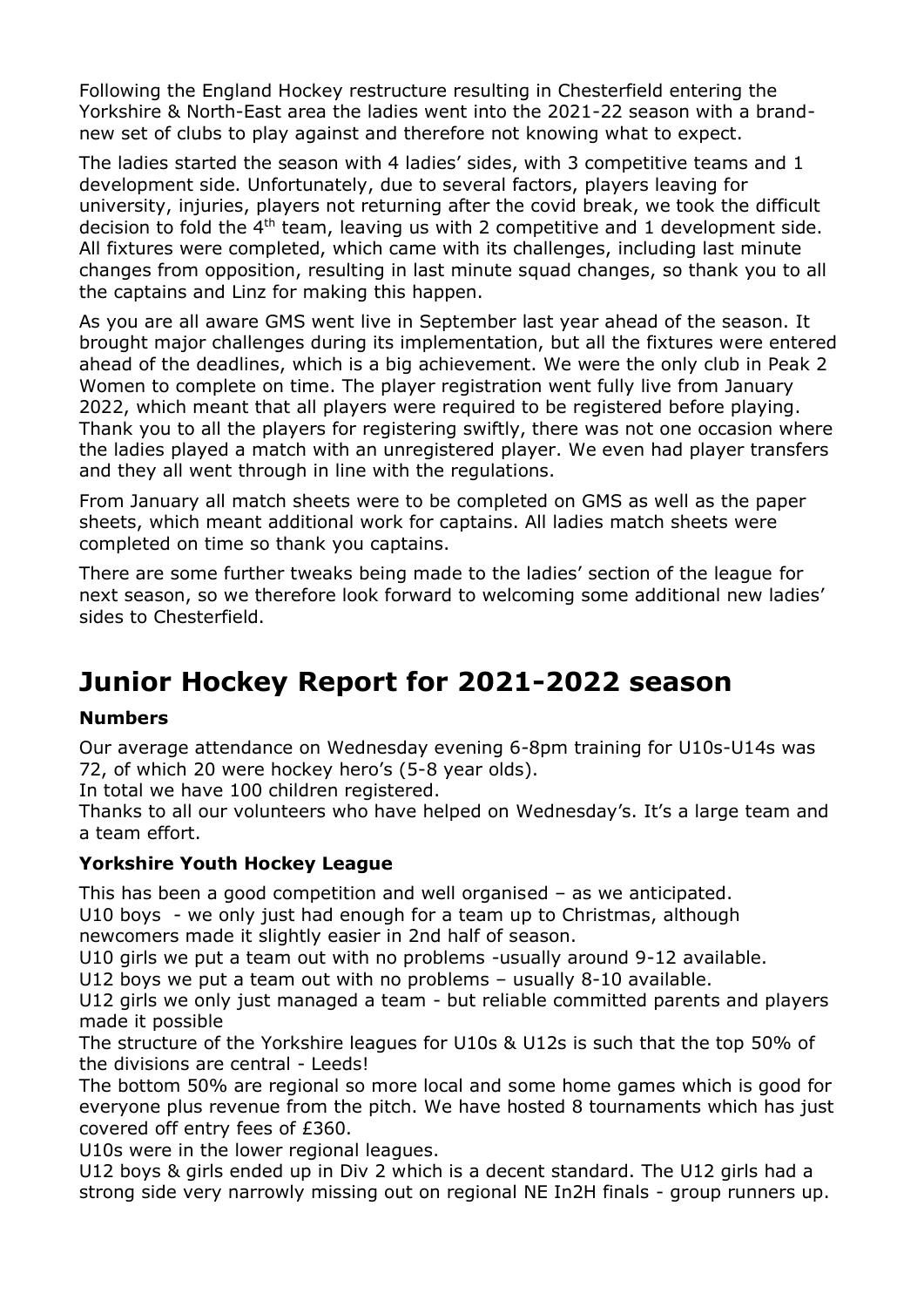Following the England Hockey restructure resulting in Chesterfield entering the Yorkshire & North-East area the ladies went into the 2021-22 season with a brand-new set of clubs to play against and therefore not knowing what to expect.

The ladies started the season with 4 ladies' sides, with 3 competitive teams and 1 development side. Unfortunately, due to several factors, players leaving for university, injuries, players not returning after the covid break, we took the difficult decision to fold the 4th team, leaving us with 2 competitive and 1 development side. All fixtures were completed, which came with its challenges, including last minute changes from opposition, resulting in last minute squad changes, so thank you to all the captains and Linz for making this happen.

As you are all aware GMS went live in September last year ahead of the season. It brought major challenges during its implementation, but all the fixtures were entered ahead of the deadlines, which is a big achievement. We were the only club in Peak 2 Women to complete on time. The player registration went fully live from January 2022, which meant that all players were required to be registered before playing. Thank you to all the players for registering swiftly, there was not one occasion where the ladies played a match with an unregistered player. We even had player transfers and they all went through in line with the regulations.

From January all match sheets were to be completed on GMS as well as the paper sheets, which meant additional work for captains. All ladies match sheets were completed on time so thank you captains.

There are some further tweaks being made to the ladies' section of the league for next season, so we therefore look forward to welcoming some additional new ladies' sides to Chesterfield.

# Junior Hockey Report for 2021-2022 season

### Numbers

Our average attendance on Wednesday evening 6-8pm training for U10s-U14s was 72, of which 20 were hockey hero's (5-8 year olds).
In total we have 100 children registered.
Thanks to all our volunteers who have helped on Wednesday's. It's a large team and a team effort.

### Yorkshire Youth Hockey League

This has been a good competition and well organised – as we anticipated.
U10 boys - we only just had enough for a team up to Christmas, although newcomers made it slightly easier in 2nd half of season.
U10 girls we put a team out with no problems -usually around 9-12 available.
U12 boys we put a team out with no problems – usually 8-10 available.
U12 girls we only just managed a team - but reliable committed parents and players made it possible
The structure of the Yorkshire leagues for U10s & U12s is such that the top 50% of the divisions are central - Leeds!
The bottom 50% are regional so more local and some home games which is good for everyone plus revenue from the pitch. We have hosted 8 tournaments which has just covered off entry fees of £360.
U10s were in the lower regional leagues.
U12 boys & girls ended up in Div 2 which is a decent standard. The U12 girls had a strong side very narrowly missing out on regional NE In2H finals - group runners up.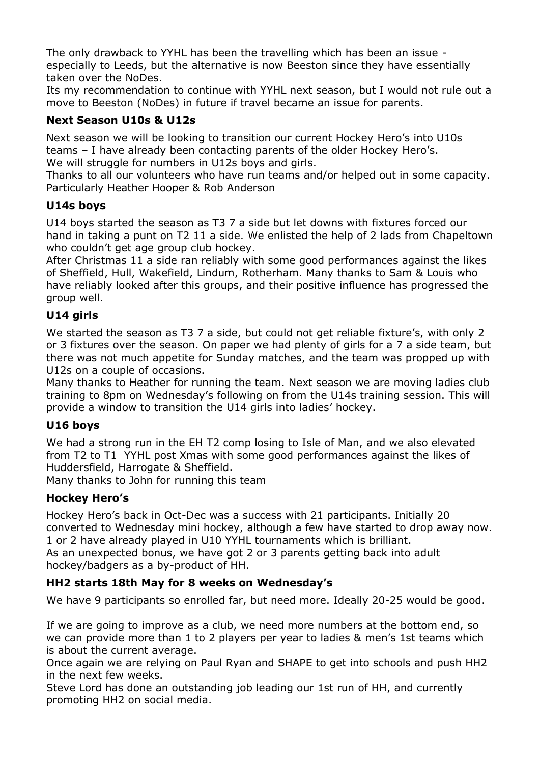The only drawback to YYHL has been the travelling which has been an issue - especially to Leeds, but the alternative is now Beeston since they have essentially taken over the NoDes.

Its my recommendation to continue with YYHL next season, but I would not rule out a move to Beeston (NoDes) in future if travel became an issue for parents.

### Next Season U10s & U12s

Next season we will be looking to transition our current Hockey Hero's into U10s teams – I have already been contacting parents of the older Hockey Hero's.

We will struggle for numbers in U12s boys and girls.

Thanks to all our volunteers who have run teams and/or helped out in some capacity. Particularly Heather Hooper & Rob Anderson

### U14s boys

U14 boys started the season as T3 7 a side but let downs with fixtures forced our hand in taking a punt on T2 11 a side. We enlisted the help of 2 lads from Chapeltown who couldn't get age group club hockey.

After Christmas 11 a side ran reliably with some good performances against the likes of Sheffield, Hull, Wakefield, Lindum, Rotherham. Many thanks to Sam & Louis who have reliably looked after this groups, and their positive influence has progressed the group well.

### U14 girls

We started the season as T3 7 a side, but could not get reliable fixture's, with only 2 or 3 fixtures over the season. On paper we had plenty of girls for a 7 a side team, but there was not much appetite for Sunday matches, and the team was propped up with U12s on a couple of occasions.

Many thanks to Heather for running the team. Next season we are moving ladies club training to 8pm on Wednesday's following on from the U14s training session. This will provide a window to transition the U14 girls into ladies' hockey.

### U16 boys

We had a strong run in the EH T2 comp losing to Isle of Man, and we also elevated from T2 to T1 YYHL post Xmas with some good performances against the likes of Huddersfield, Harrogate & Sheffield.

Many thanks to John for running this team

### Hockey Hero's

Hockey Hero's back in Oct-Dec was a success with 21 participants. Initially 20 converted to Wednesday mini hockey, although a few have started to drop away now. 1 or 2 have already played in U10 YYHL tournaments which is brilliant.

As an unexpected bonus, we have got 2 or 3 parents getting back into adult hockey/badgers as a by-product of HH.

### HH2 starts 18th May for 8 weeks on Wednesday's

We have 9 participants so enrolled far, but need more. Ideally 20-25 would be good.

If we are going to improve as a club, we need more numbers at the bottom end, so we can provide more than 1 to 2 players per year to ladies & men's 1st teams which is about the current average.

Once again we are relying on Paul Ryan and SHAPE to get into schools and push HH2 in the next few weeks.

Steve Lord has done an outstanding job leading our 1st run of HH, and currently promoting HH2 on social media.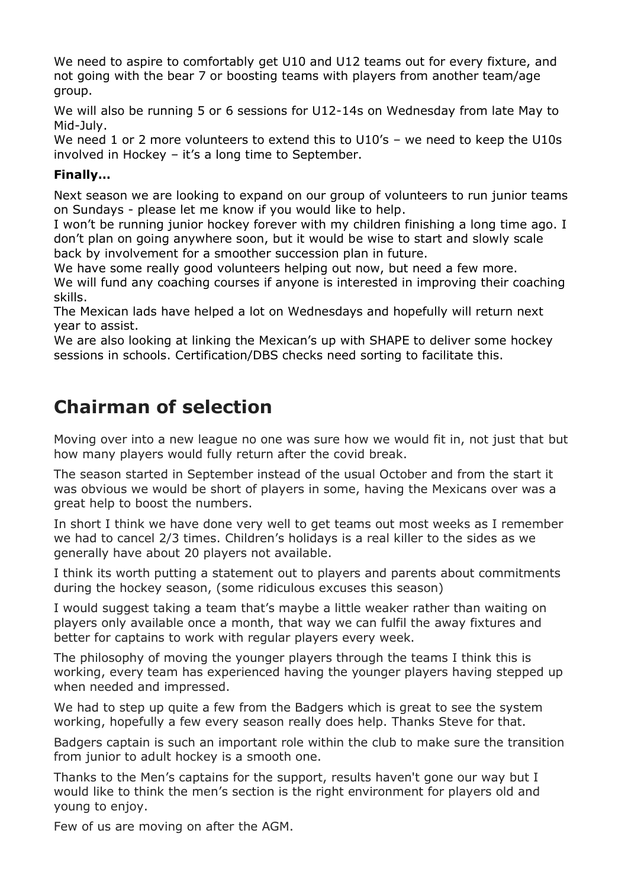We need to aspire to comfortably get U10 and U12 teams out for every fixture, and not going with the bear 7 or boosting teams with players from another team/age group.

We will also be running 5 or 6 sessions for U12-14s on Wednesday from late May to Mid-July.
We need 1 or 2 more volunteers to extend this to U10's – we need to keep the U10s involved in Hockey – it's a long time to September.

**Finally…**

Next season we are looking to expand on our group of volunteers to run junior teams on Sundays - please let me know if you would like to help.
I won't be running junior hockey forever with my children finishing a long time ago. I don't plan on going anywhere soon, but it would be wise to start and slowly scale back by involvement for a smoother succession plan in future.
We have some really good volunteers helping out now, but need a few more.
We will fund any coaching courses if anyone is interested in improving their coaching skills.
The Mexican lads have helped a lot on Wednesdays and hopefully will return next year to assist.
We are also looking at linking the Mexican's up with SHAPE to deliver some hockey sessions in schools. Certification/DBS checks need sorting to facilitate this.

# Chairman of selection

Moving over into a new league no one was sure how we would fit in, not just that but how many players would fully return after the covid break.

The season started in September instead of the usual October and from the start it was obvious we would be short of players in some, having the Mexicans over was a great help to boost the numbers.

In short I think we have done very well to get teams out most weeks as I remember we had to cancel 2/3 times. Children's holidays is a real killer to the sides as we generally have about 20 players not available.

I think its worth putting a statement out to players and parents about commitments during the hockey season, (some ridiculous excuses this season)

I would suggest taking a team that's maybe a little weaker rather than waiting on players only available once a month, that way we can fulfil the away fixtures and better for captains to work with regular players every week.

The philosophy of moving the younger players through the teams I think this is working, every team has experienced having the younger players having stepped up when needed and impressed.

We had to step up quite a few from the Badgers which is great to see the system working, hopefully a few every season really does help. Thanks Steve for that.

Badgers captain is such an important role within the club to make sure the transition from junior to adult hockey is a smooth one.

Thanks to the Men's captains for the support, results haven't gone our way but I would like to think the men's section is the right environment for players old and young to enjoy.

Few of us are moving on after the AGM.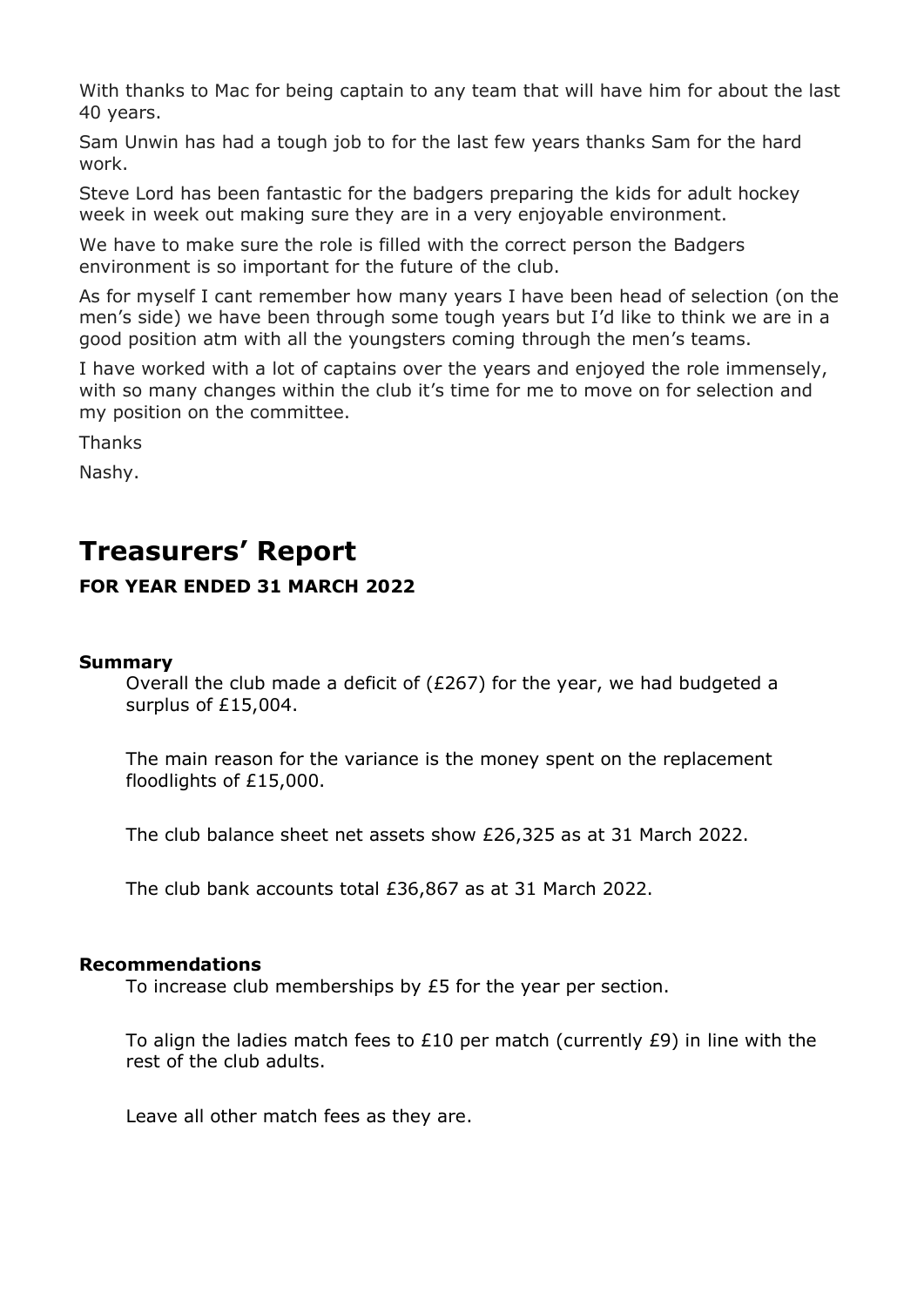With thanks to Mac for being captain to any team that will have him for about the last 40 years.

Sam Unwin has had a tough job to for the last few years thanks Sam for the hard work.

Steve Lord has been fantastic for the badgers preparing the kids for adult hockey week in week out making sure they are in a very enjoyable environment.

We have to make sure the role is filled with the correct person the Badgers environment is so important for the future of the club.

As for myself I cant remember how many years I have been head of selection (on the men's side) we have been through some tough years but I'd like to think we are in a good position atm with all the youngsters coming through the men's teams.

I have worked with a lot of captains over the years and enjoyed the role immensely, with so many changes within the club it's time for me to move on for selection and my position on the committee.

Thanks

Nashy.

# Treasurers' Report

**FOR YEAR ENDED 31 MARCH 2022**

**Summary**

Overall the club made a deficit of (£267) for the year, we had budgeted a surplus of £15,004.

The main reason for the variance is the money spent on the replacement floodlights of £15,000.

The club balance sheet net assets show £26,325 as at 31 March 2022.

The club bank accounts total £36,867 as at 31 March 2022.

**Recommendations**

To increase club memberships by £5 for the year per section.

To align the ladies match fees to £10 per match (currently £9) in line with the rest of the club adults.

Leave all other match fees as they are.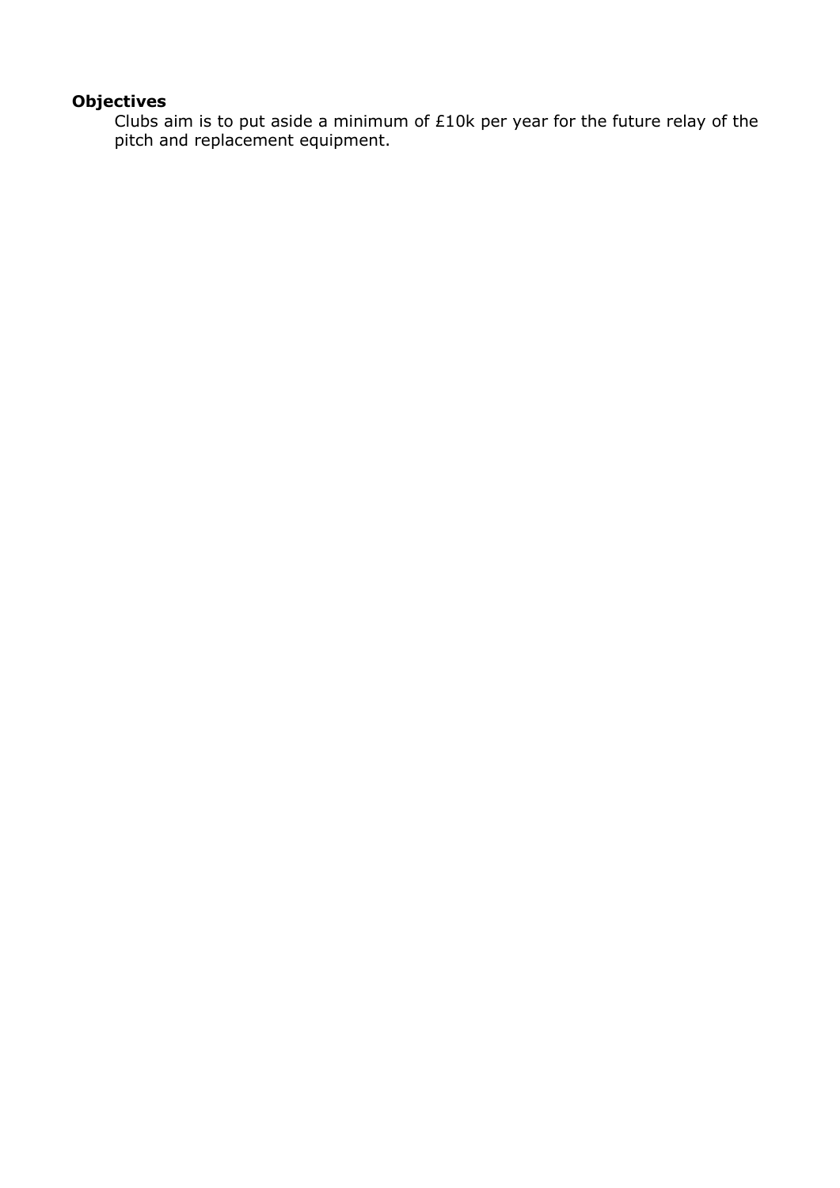**Objectives**

Clubs aim is to put aside a minimum of £10k per year for the future relay of the pitch and replacement equipment.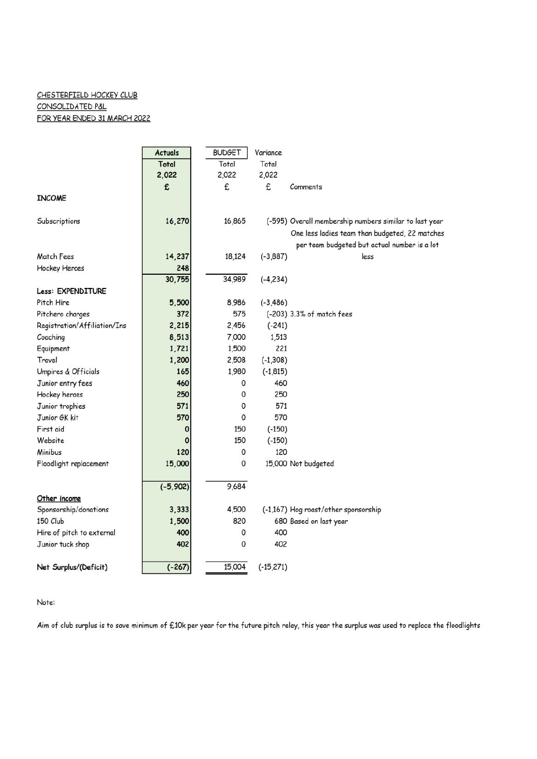CHESTERFIELD HOCKEY CLUB
CONSOLIDATED P&L
FOR YEAR ENDED 31 MARCH 2022

| | Actuals | BUDGET | Variance | |
|---|---|---|---|---|
| | Total | Total | Total | |
| | 2,022 | 2,022 | 2,022 | |
| | £ | £ | £ | Comments |
| **INCOME** | | | | |
| Subscriptions | 16,270 | 16,865 | (-595) | Overall membership numbers similar to last year |
| | | | | One less ladies team than budgeted, 22 matches per team budgeted but actual number is a lot less |
| Match Fees | 14,237 | 18,124 | (-3,887) | |
| Hockey Heroes | 248 | | | |
| | 30,755 | 34,989 | (-4,234) | |
| **Less: EXPENDITURE** | | | | |
| Pitch Hire | 5,500 | 8,986 | (-3,486) | |
| Pitchero charges | 372 | 575 | (-203) | 3.3% of match fees |
| Registration/Affiliation/Ins | 2,215 | 2,456 | (-241) | |
| Coaching | 8,513 | 7,000 | 1,513 | |
| Equipment | 1,721 | 1,500 | 221 | |
| Travel | 1,200 | 2,508 | (-1,308) | |
| Umpires & Officials | 165 | 1,980 | (-1,815) | |
| Junior entry fees | 460 | 0 | 460 | |
| Hockey heroes | 250 | 0 | 250 | |
| Junior trophies | 571 | 0 | 571 | |
| Junior GK kit | 570 | 0 | 570 | |
| First aid | 0 | 150 | (-150) | |
| Website | 0 | 150 | (-150) | |
| Minibus | 120 | 0 | 120 | |
| Floodlight replacement | 15,000 | 0 | 15,000 | Not budgeted |
| | (-5,902) | 9,684 | | |
| **Other income** | | | | |
| Sponsorship/donations | 3,333 | 4,500 | (-1,167) | Hog roast/other sponsorship |
| 150 Club | 1,500 | 820 | 680 | Based on last year |
| Hire of pitch to external | 400 | 0 | 400 | |
| Junior tuck shop | 402 | 0 | 402 | |
| **Net Surplus/(Deficit)** | (-267) | 15,004 | (-15,271) | |

Note:

Aim of club surplus is to save minimum of £10k per year for the future pitch relay, this year the surplus was used to replace the floodlights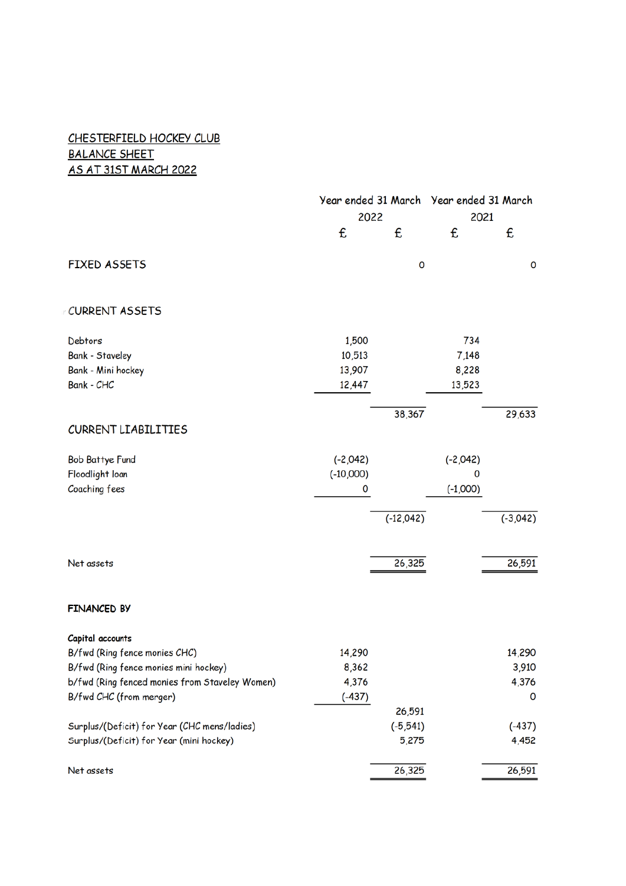CHESTERFIELD HOCKEY CLUB
BALANCE SHEET
AS AT 31ST MARCH 2022

| | Year ended 31 March 2022 | | Year ended 31 March 2021 | |
|---|---|---|---|---|
| | £ | £ | £ | £ |
| FIXED ASSETS | | 0 | | 0 |
| CURRENT ASSETS | | | | |
| Debtors | 1,500 | | 734 | |
| Bank - Staveley | 10,513 | | 7,148 | |
| Bank - Mini hockey | 13,907 | | 8,228 | |
| Bank - CHC | 12,447 | | 13,523 | |
| | | 38,367 | | 29,633 |
| CURRENT LIABILITIES | | | | |
| Bob Battye Fund | (-2,042) | | (-2,042) | |
| Floodlight loan | (-10,000) | | 0 | |
| Coaching fees | 0 | | (-1,000) | |
| | | (-12,042) | | (-3,042) |
| Net assets | | 26,325 | | 26,591 |
| **FINANCED BY** | | | | |
| **Capital accounts** | | | | |
| B/fwd (Ring fence monies CHC) | 14,290 | | | 14,290 |
| B/fwd (Ring fence monies mini hockey) | 8,362 | | | 3,910 |
| b/fwd (Ring fenced monies from Staveley Women) | 4,376 | | | 4,376 |
| B/fwd CHC (from merger) | (-437) | | | 0 |
| | | 26,591 | | |
| Surplus/(Deficit) for Year (CHC mens/ladies) | | (-5,541) | | (-437) |
| Surplus/(Deficit) for Year (mini hockey) | | 5,275 | | 4,452 |
| Net assets | | 26,325 | | 26,591 |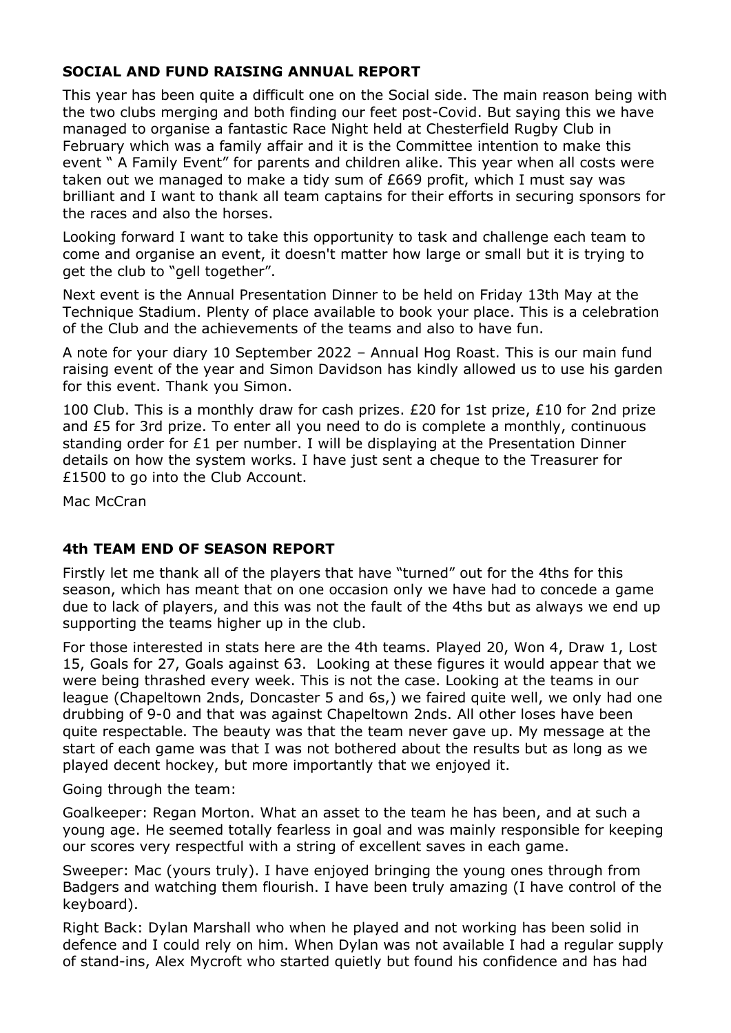## SOCIAL AND FUND RAISING ANNUAL REPORT

This year has been quite a difficult one on the Social side. The main reason being with the two clubs merging and both finding our feet post-Covid. But saying this we have managed to organise a fantastic Race Night held at Chesterfield Rugby Club in February which was a family affair and it is the Committee intention to make this event " A Family Event" for parents and children alike. This year when all costs were taken out we managed to make a tidy sum of £669 profit, which I must say was brilliant and I want to thank all team captains for their efforts in securing sponsors for the races and also the horses.

Looking forward I want to take this opportunity to task and challenge each team to come and organise an event, it doesn't matter how large or small but it is trying to get the club to "gell together".

Next event is the Annual Presentation Dinner to be held on Friday 13th May at the Technique Stadium. Plenty of place available to book your place. This is a celebration of the Club and the achievements of the teams and also to have fun.

A note for your diary 10 September 2022 – Annual Hog Roast. This is our main fund raising event of the year and Simon Davidson has kindly allowed us to use his garden for this event. Thank you Simon.

100 Club. This is a monthly draw for cash prizes. £20 for 1st prize, £10 for 2nd prize and £5 for 3rd prize. To enter all you need to do is complete a monthly, continuous standing order for £1 per number. I will be displaying at the Presentation Dinner details on how the system works. I have just sent a cheque to the Treasurer for £1500 to go into the Club Account.

Mac McCran

## 4th TEAM END OF SEASON REPORT

Firstly let me thank all of the players that have "turned" out for the 4ths for this season, which has meant that on one occasion only we have had to concede a game due to lack of players, and this was not the fault of the 4ths but as always we end up supporting the teams higher up in the club.

For those interested in stats here are the 4th teams. Played 20, Won 4, Draw 1, Lost 15, Goals for 27, Goals against 63. Looking at these figures it would appear that we were being thrashed every week. This is not the case. Looking at the teams in our league (Chapeltown 2nds, Doncaster 5 and 6s,) we faired quite well, we only had one drubbing of 9-0 and that was against Chapeltown 2nds. All other loses have been quite respectable. The beauty was that the team never gave up. My message at the start of each game was that I was not bothered about the results but as long as we played decent hockey, but more importantly that we enjoyed it.

Going through the team:

Goalkeeper: Regan Morton. What an asset to the team he has been, and at such a young age. He seemed totally fearless in goal and was mainly responsible for keeping our scores very respectful with a string of excellent saves in each game.

Sweeper: Mac (yours truly). I have enjoyed bringing the young ones through from Badgers and watching them flourish. I have been truly amazing (I have control of the keyboard).

Right Back: Dylan Marshall who when he played and not working has been solid in defence and I could rely on him. When Dylan was not available I had a regular supply of stand-ins, Alex Mycroft who started quietly but found his confidence and has had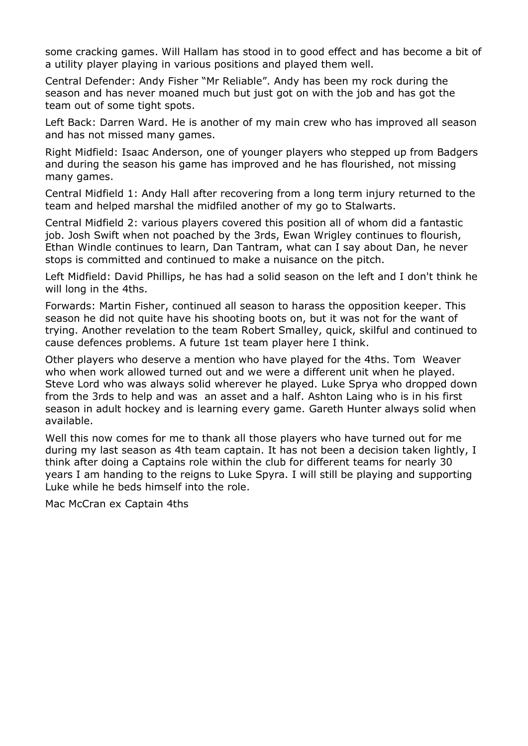some cracking games. Will Hallam has stood in to good effect and has become a bit of a utility player playing in various positions and played them well.

Central Defender: Andy Fisher "Mr Reliable". Andy has been my rock during the season and has never moaned much but just got on with the job and has got the team out of some tight spots.

Left Back: Darren Ward. He is another of my main crew who has improved all season and has not missed many games.

Right Midfield: Isaac Anderson, one of younger players who stepped up from Badgers and during the season his game has improved and he has flourished, not missing many games.

Central Midfield 1: Andy Hall after recovering from a long term injury returned to the team and helped marshal the midfiled another of my go to Stalwarts.

Central Midfield 2: various players covered this position all of whom did a fantastic job. Josh Swift when not poached by the 3rds, Ewan Wrigley continues to flourish, Ethan Windle continues to learn, Dan Tantram, what can I say about Dan, he never stops is committed and continued to make a nuisance on the pitch.

Left Midfield: David Phillips, he has had a solid season on the left and I don't think he will long in the 4ths.

Forwards: Martin Fisher, continued all season to harass the opposition keeper. This season he did not quite have his shooting boots on, but it was not for the want of trying. Another revelation to the team Robert Smalley, quick, skilful and continued to cause defences problems. A future 1st team player here I think.

Other players who deserve a mention who have played for the 4ths. Tom Weaver who when work allowed turned out and we were a different unit when he played. Steve Lord who was always solid wherever he played. Luke Sprya who dropped down from the 3rds to help and was an asset and a half. Ashton Laing who is in his first season in adult hockey and is learning every game. Gareth Hunter always solid when available.

Well this now comes for me to thank all those players who have turned out for me during my last season as 4th team captain. It has not been a decision taken lightly, I think after doing a Captains role within the club for different teams for nearly 30 years I am handing to the reigns to Luke Spyra. I will still be playing and supporting Luke while he beds himself into the role.

Mac McCran ex Captain 4ths